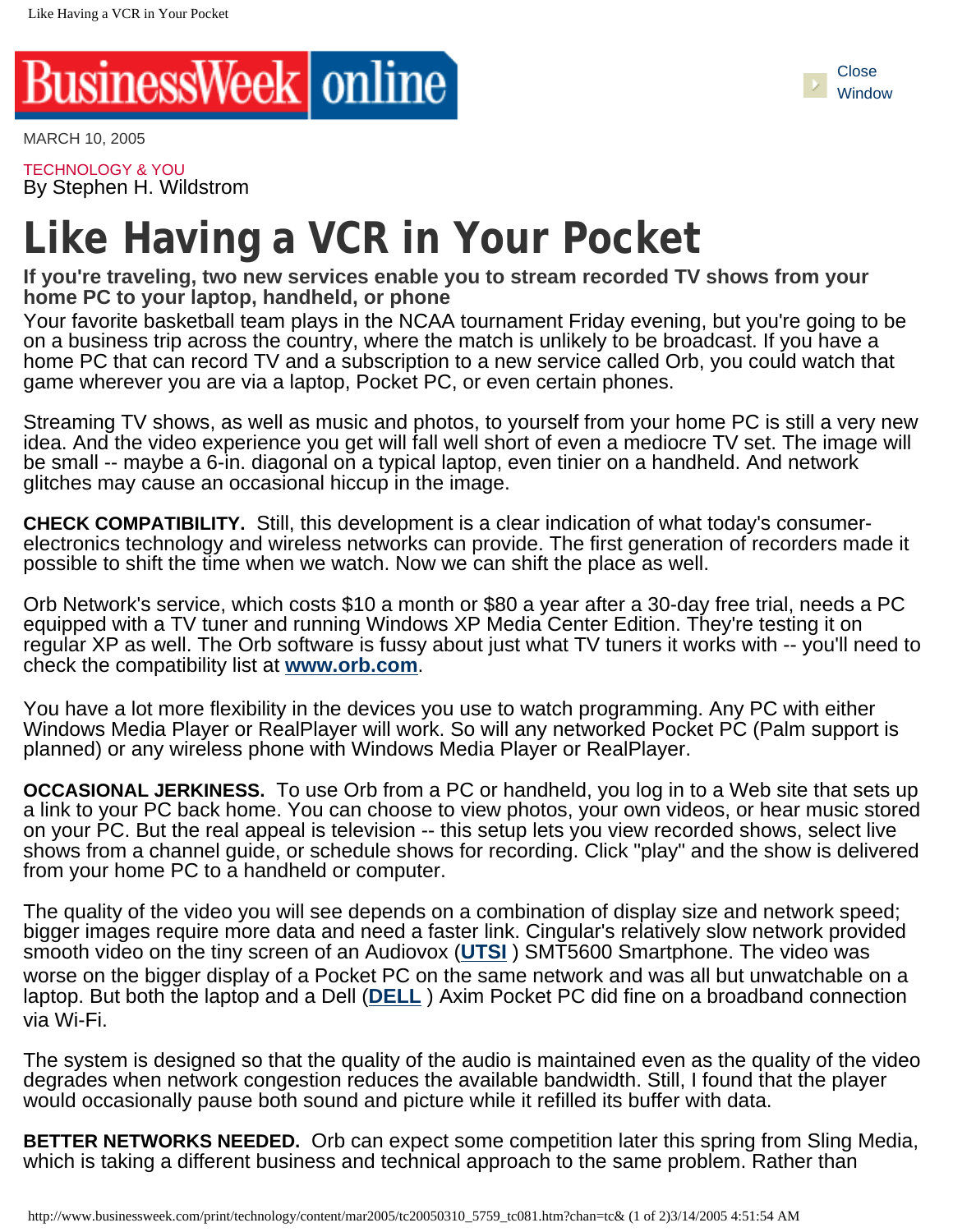BusinessWeek online

MARCH 10, 2005

TECHNOLOGY & YOU
By Stephen H. Wildstrom

# Like Having a VCR in Your Pocket

**If you're traveling, two new services enable you to stream recorded TV shows from your home PC to your laptop, handheld, or phone**

Your favorite basketball team plays in the NCAA tournament Friday evening, but you're going to be on a business trip across the country, where the match is unlikely to be broadcast. If you have a home PC that can record TV and a subscription to a new service called Orb, you could watch that game wherever you are via a laptop, Pocket PC, or even certain phones.

Streaming TV shows, as well as music and photos, to yourself from your home PC is still a very new idea. And the video experience you get will fall well short of even a mediocre TV set. The image will be small -- maybe a 6-in. diagonal on a typical laptop, even tinier on a handheld. And network glitches may cause an occasional hiccup in the image.

**CHECK COMPATIBILITY.** Still, this development is a clear indication of what today's consumer-electronics technology and wireless networks can provide. The first generation of recorders made it possible to shift the time when we watch. Now we can shift the place as well.

Orb Network's service, which costs $10 a month or $80 a year after a 30-day free trial, needs a PC equipped with a TV tuner and running Windows XP Media Center Edition. They're testing it on regular XP as well. The Orb software is fussy about just what TV tuners it works with -- you'll need to check the compatibility list at **www.orb.com**.

You have a lot more flexibility in the devices you use to watch programming. Any PC with either Windows Media Player or RealPlayer will work. So will any networked Pocket PC (Palm support is planned) or any wireless phone with Windows Media Player or RealPlayer.

**OCCASIONAL JERKINESS.** To use Orb from a PC or handheld, you log in to a Web site that sets up a link to your PC back home. You can choose to view photos, your own videos, or hear music stored on your PC. But the real appeal is television -- this setup lets you view recorded shows, select live shows from a channel guide, or schedule shows for recording. Click "play" and the show is delivered from your home PC to a handheld or computer.

The quality of the video you will see depends on a combination of display size and network speed; bigger images require more data and need a faster link. Cingular's relatively slow network provided smooth video on the tiny screen of an Audiovox (**UTSI** ) SMT5600 Smartphone. The video was worse on the bigger display of a Pocket PC on the same network and was all but unwatchable on a laptop. But both the laptop and a Dell (**DELL** ) Axim Pocket PC did fine on a broadband connection via Wi-Fi.

The system is designed so that the quality of the audio is maintained even as the quality of the video degrades when network congestion reduces the available bandwidth. Still, I found that the player would occasionally pause both sound and picture while it refilled its buffer with data.

**BETTER NETWORKS NEEDED.** Orb can expect some competition later this spring from Sling Media, which is taking a different business and technical approach to the same problem. Rather than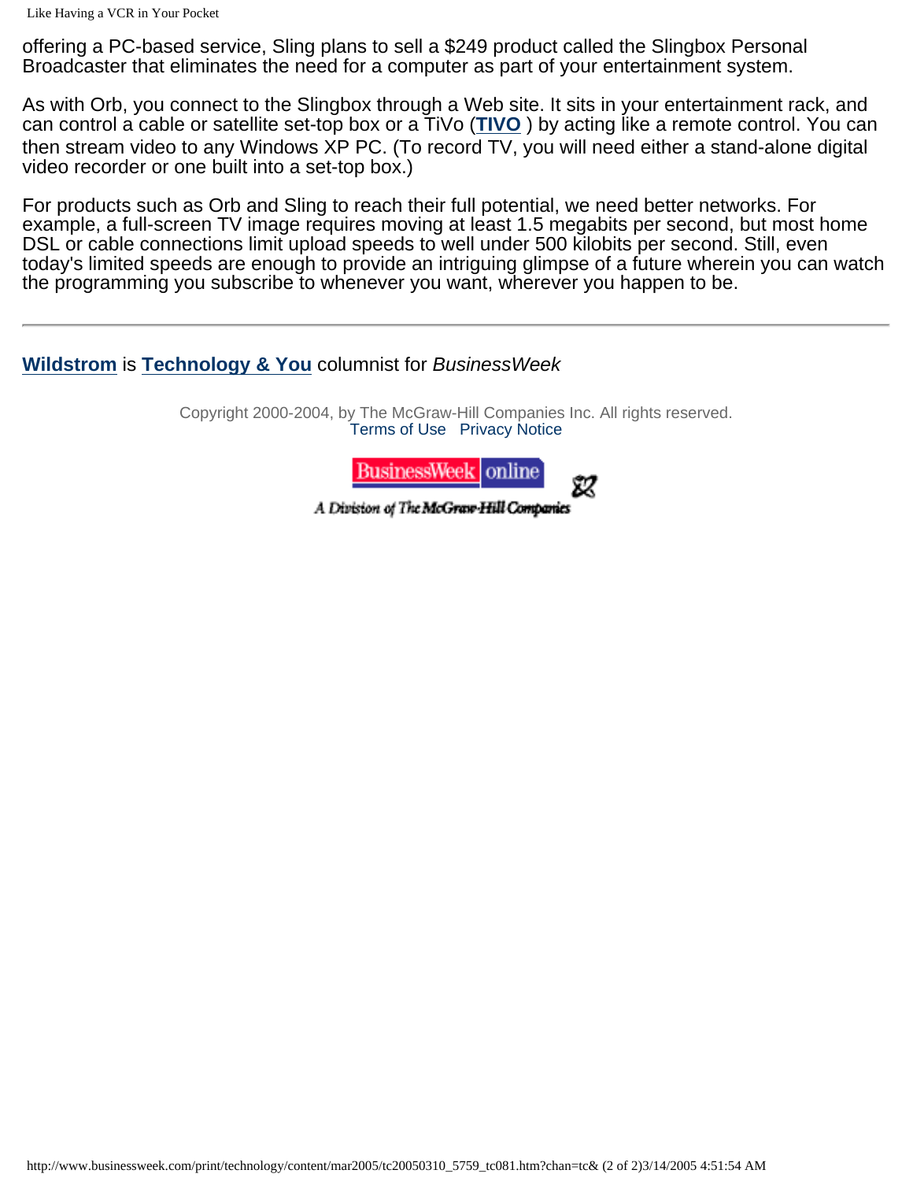offering a PC-based service, Sling plans to sell a $249 product called the Slingbox Personal Broadcaster that eliminates the need for a computer as part of your entertainment system.

As with Orb, you connect to the Slingbox through a Web site. It sits in your entertainment rack, and can control a cable or satellite set-top box or a TiVo (**TIVO** ) by acting like a remote control. You can then stream video to any Windows XP PC. (To record TV, you will need either a stand-alone digital video recorder or one built into a set-top box.)

For products such as Orb and Sling to reach their full potential, we need better networks. For example, a full-screen TV image requires moving at least 1.5 megabits per second, but most home DSL or cable connections limit upload speeds to well under 500 kilobits per second. Still, even today's limited speeds are enough to provide an intriguing glimpse of a future wherein you can watch the programming you subscribe to whenever you want, wherever you happen to be.

---

**Wildstrom** is **Technology & You** columnist for *BusinessWeek*

Copyright 2000-2004, by The McGraw-Hill Companies Inc. All rights reserved.
Terms of Use   Privacy Notice

BusinessWeek online

A Division of The McGraw-Hill Companies